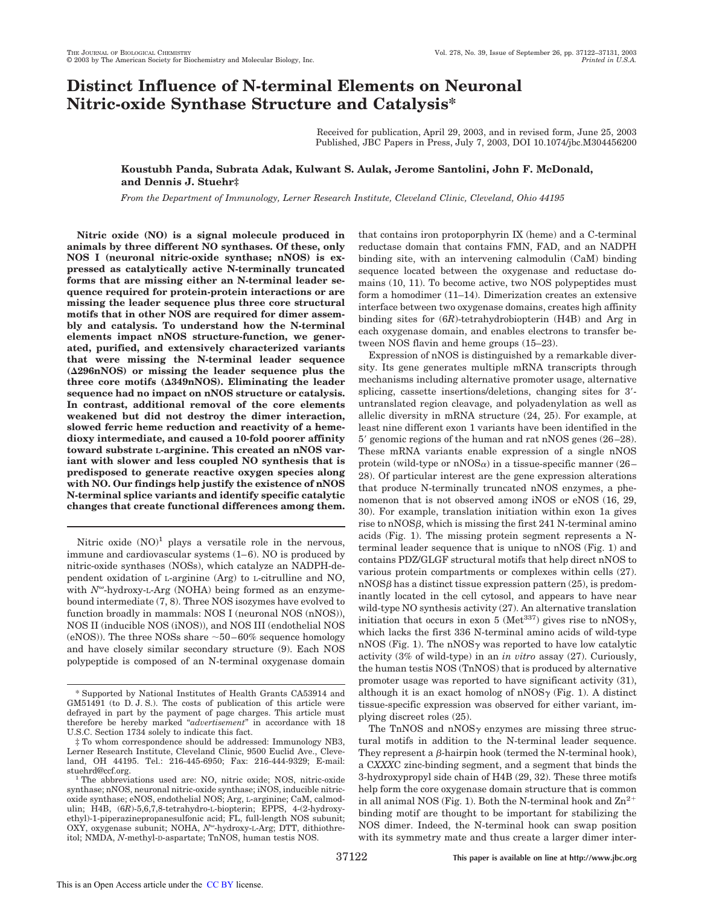# Distinct Influence of N-terminal Elements on Neuronal Nitric-oxide Synthase Structure and Catalysis*

Received for publication, April 29, 2003, and in revised form, June 25, 2003
Published, JBC Papers in Press, July 7, 2003, DOI 10.1074/jbc.M304456200

**Koustubh Panda, Subrata Adak, Kulwant S. Aulak, Jerome Santolini, John F. McDonald, and Dennis J. Stuehr‡**

*From the Department of Immunology, Lerner Research Institute, Cleveland Clinic, Cleveland, Ohio 44195*

**Nitric oxide (NO) is a signal molecule produced in animals by three different NO synthases. Of these, only NOS I (neuronal nitric-oxide synthase; nNOS) is expressed as catalytically active N-terminally truncated forms that are missing either an N-terminal leader sequence required for protein-protein interactions or are missing the leader sequence plus three core structural motifs that in other NOS are required for dimer assembly and catalysis. To understand how the N-terminal elements impact nNOS structure-function, we generated, purified, and extensively characterized variants that were missing the N-terminal leader sequence (Δ296nNOS) or missing the leader sequence plus the three core motifs (Δ349nNOS). Eliminating the leader sequence had no impact on nNOS structure or catalysis. In contrast, additional removal of the core elements weakened but did not destroy the dimer interaction, slowed ferric heme reduction and reactivity of a heme-dioxy intermediate, and caused a 10-fold poorer affinity toward substrate L-arginine. This created an nNOS variant with slower and less coupled NO synthesis that is predisposed to generate reactive oxygen species along with NO. Our findings help justify the existence of nNOS N-terminal splice variants and identify specific catalytic changes that create functional differences among them.**

Nitric oxide (NO)[1] plays a versatile role in the nervous, immune and cardiovascular systems (1–6). NO is produced by nitric-oxide synthases (NOSs), which catalyze an NADPH-dependent oxidation of L-arginine (Arg) to L-citrulline and NO, with $N^{\omega}$-hydroxy-L-Arg (NOHA) being formed as an enzyme-bound intermediate (7, 8). Three NOS isozymes have evolved to function broadly in mammals: NOS I (neuronal NOS (nNOS)), NOS II (inducible NOS (iNOS)), and NOS III (endothelial NOS (eNOS)). The three NOSs share ~50–60% sequence homology and have closely similar secondary structure (9). Each NOS polypeptide is composed of an N-terminal oxygenase domain that contains iron protoporphyrin IX (heme) and a C-terminal reductase domain that contains FMN, FAD, and an NADPH binding site, with an intervening calmodulin (CaM) binding sequence located between the oxygenase and reductase domains (10, 11). To become active, two NOS polypeptides must form a homodimer (11–14). Dimerization creates an extensive interface between two oxygenase domains, creates high affinity binding sites for (6*R*)-tetrahydrobiopterin (H4B) and Arg in each oxygenase domain, and enables electrons to transfer between NOS flavin and heme groups (15–23).

Expression of nNOS is distinguished by a remarkable diversity. Its gene generates multiple mRNA transcripts through mechanisms including alternative promoter usage, alternative splicing, cassette insertions/deletions, changing sites for 3′-untranslated region cleavage, and polyadenylation as well as allelic diversity in mRNA structure (24, 25). For example, at least nine different exon 1 variants have been identified in the 5′ genomic regions of the human and rat nNOS genes (26–28). These mRNA variants enable expression of a single nNOS protein (wild-type or nNOSα) in a tissue-specific manner (26–28). Of particular interest are the gene expression alterations that produce N-terminally truncated nNOS enzymes, a phenomenon that is not observed among iNOS or eNOS (16, 29, 30). For example, translation initiation within exon 1a gives rise to nNOSβ, which is missing the first 241 N-terminal amino acids (Fig. 1). The missing protein segment represents a N-terminal leader sequence that is unique to nNOS (Fig. 1) and contains PDZ/GLGF structural motifs that help direct nNOS to various protein compartments or complexes within cells (27). nNOSβ has a distinct tissue expression pattern (25), is predominantly located in the cell cytosol, and appears to have near wild-type NO synthesis activity (27). An alternative translation initiation that occurs in exon 5 ($Met^{337}$) gives rise to nNOSγ, which lacks the first 336 N-terminal amino acids of wild-type nNOS (Fig. 1). The nNOSγ was reported to have low catalytic activity (3% of wild-type) in an *in vitro* assay (27). Curiously, the human testis NOS (TnNOS) that is produced by alternative promoter usage was reported to have significant activity (31), although it is an exact homolog of nNOSγ (Fig. 1). A distinct tissue-specific expression was observed for either variant, implying discreet roles (25).

The TnNOS and nNOSγ enzymes are missing three structural motifs in addition to the N-terminal leader sequence. They represent a β-hairpin hook (termed the N-terminal hook), a C*XXXX*C zinc-binding segment, and a segment that binds the 3-hydroxypropyl side chain of H4B (29, 32). These three motifs help form the core oxygenase domain structure that is common in all animal NOS (Fig. 1). Both the N-terminal hook and $Zn^{2+}$ binding motif are thought to be important for stabilizing the NOS dimer. Indeed, the N-terminal hook can swap position with its symmetry mate and thus create a larger dimer inter-

\* Supported by National Institutes of Health Grants CA53914 and GM51491 (to D. J. S.). The costs of publication of this article were defrayed in part by the payment of page charges. This article must therefore be hereby marked "*advertisement*" in accordance with 18 U.S.C. Section 1734 solely to indicate this fact.

‡ To whom correspondence should be addressed: Immunology NB3, Lerner Research Institute, Cleveland Clinic, 9500 Euclid Ave., Cleveland, OH 44195. Tel.: 216-445-6950; Fax: 216-444-9329; E-mail: stuehrd@ccf.org.

[1] The abbreviations used are: NO, nitric oxide; NOS, nitric-oxide synthase; nNOS, neuronal nitric-oxide synthase; iNOS, inducible nitric-oxide synthase; eNOS, endothelial NOS; Arg, L-arginine; CaM, calmodulin; H4B, (6*R*)-5,6,7,8-tetrahydro-L-biopterin; EPPS, 4-(2-hydroxyethyl)-1-piperazinepropanesulfonic acid; FL, full-length NOS subunit; OXY, oxygenase subunit; NOHA, $N^{\omega}$-hydroxy-L-Arg; DTT, dithiothreitol; NMDA, *N*-methyl-D-aspartate; TnNOS, human testis NOS.

This is an Open Access article under the CC BY license.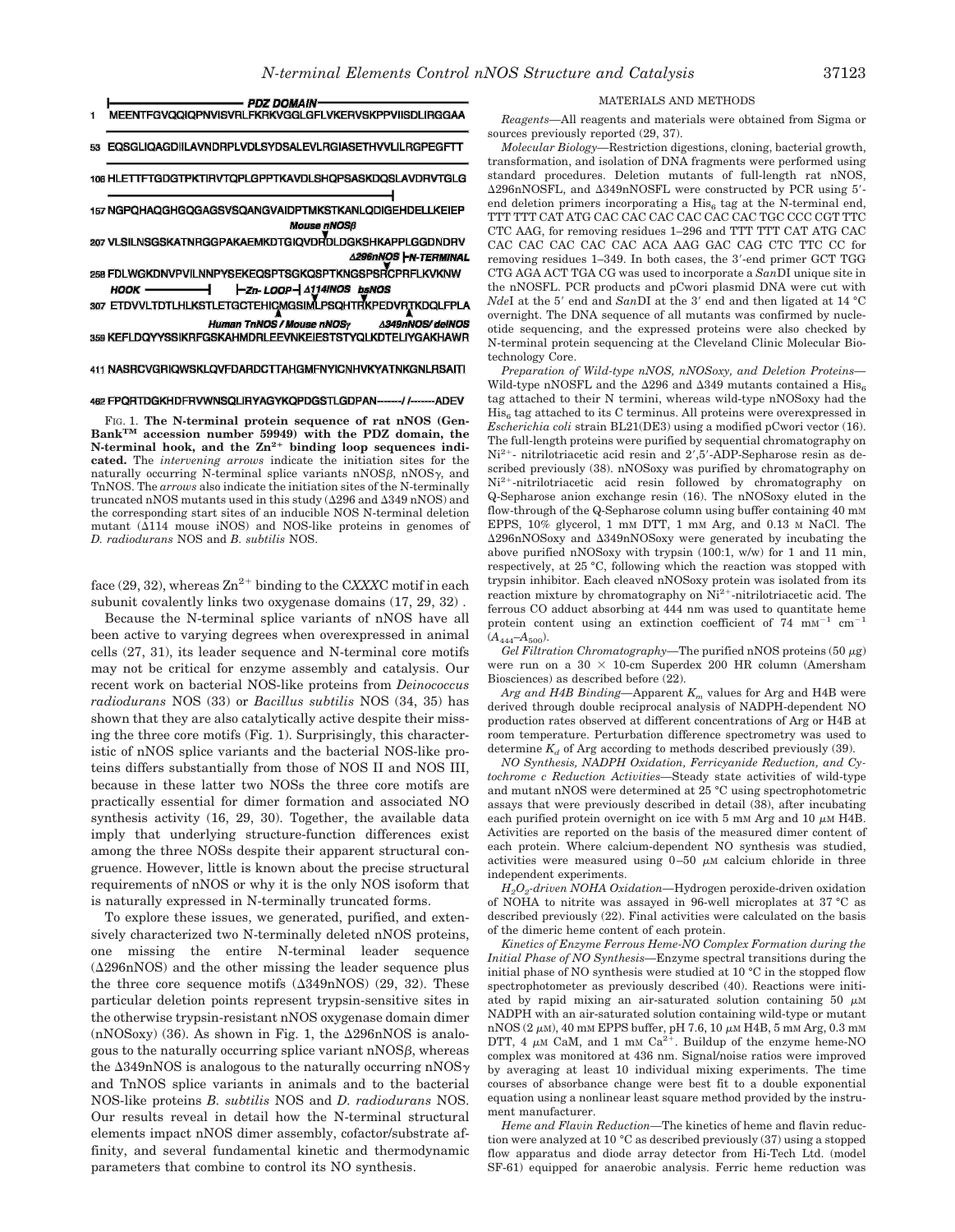```
         ├──────────── PDZ DOMAIN ────────────┤
1   MEENTFGVQQIQPNVISVRLFKRKVGGLGFLVKERVSKPPVIISDLIRGGAA

53  EQSGLIQAGDIILAVNDRPLVDLSYDSALEVLRGIASETHVVLILRGPEGFTT

106 HLETTFTGDGTPKTIRVTQPLGPPTKAVDLSHQPSASKDQSLAVDRVTGLG

157 NGPQHAQGHGQGAGSVSQANGVAIDPTMKSTKANLQDIGEHDELLKEIEP
                                        Mouse nNOSβ
207 VLSILNSGSKATNRGGPAKAEMKDTGIQVDRDLDGKSHKAPPLGGDNDRV
                                        Δ296nNOS ├N-TERMINAL
258 FDLWGKDNVPVILNNPYSEKEQSPTSGKQSPTKNGSPSRCPRFLKVKNW
    HOOK ──────────┤   ├Zn- LOOP┤ Δ114iNOS  bsNOS
307 ETDVVLTDTLHLKSTLETGCTEHICMGSIMLPSQHTRKPEDVRTKDQLFPLA
        Human TnNOS / Mouse nNOSγ        Δ349nNOS/ deiNOS
359 KEFLDQYYSSIKRFGSKAHMDRLEEVNKEIESTSTYQLKDTELIYGAKHAWR

411 NASRCVGRIQWSKLQVFDARDCTTAHGMFNYICNHVKYATNKGNLRSAITI

462 FPQRTDGKHDFRVWNSQLIRYAGYKQPDGSTLGDPAN-------/ /-------ADEV
```

**FIG. 1. The N-terminal protein sequence of rat nNOS (GenBank™ accession number 59949) with the PDZ domain, the N-terminal hook, and the $Zn^{2+}$ binding loop sequences indicated.** The *intervening arrows* indicate the initiation sites for the naturally occurring N-terminal splice variants nNOSβ, nNOSγ, and TnNOS. The *arrows* also indicate the initiation sites of the N-terminally truncated nNOS mutants used in this study (Δ296 and Δ349 nNOS) and the corresponding start sites of an inducible NOS N-terminal deletion mutant (Δ114 mouse iNOS) and NOS-like proteins in genomes of *D. radiodurans* NOS and *B. subtilis* NOS.

face (29, 32), whereas $Zn^{2+}$ binding to the C*XXX*C motif in each subunit covalently links two oxygenase domains (17, 29, 32).

Because the N-terminal splice variants of nNOS have all been active to varying degrees when overexpressed in animal cells (27, 31), its leader sequence and N-terminal core motifs may not be critical for enzyme assembly and catalysis. Our recent work on bacterial NOS-like proteins from *Deinococcus radiodurans* NOS (33) or *Bacillus subtilis* NOS (34, 35) has shown that they are also catalytically active despite their missing the three core motifs (Fig. 1). Surprisingly, this characteristic of nNOS splice variants and the bacterial NOS-like proteins differs substantially from those of NOS II and NOS III, because in these latter two NOSs the three core motifs are practically essential for dimer formation and associated NO synthesis activity (16, 29, 30). Together, the available data imply that underlying structure-function differences exist among the three NOSs despite their apparent structural congruence. However, little is known about the precise structural requirements of nNOS or why it is the only NOS isoform that is naturally expressed in N-terminally truncated forms.

To explore these issues, we generated, purified, and extensively characterized two N-terminally deleted nNOS proteins, one missing the entire N-terminal leader sequence (Δ296nNOS) and the other missing the leader sequence plus the three core sequence motifs (Δ349nNOS) (29, 32). These particular deletion points represent trypsin-sensitive sites in the otherwise trypsin-resistant nNOS oxygenase domain dimer (nNOSoxy) (36). As shown in Fig. 1, the Δ296nNOS is analogous to the naturally occurring splice variant nNOSβ, whereas the Δ349nNOS is analogous to the naturally occurring nNOSγ and TnNOS splice variants in animals and to the bacterial NOS-like proteins *B. subtilis* NOS and *D. radiodurans* NOS. Our results reveal in detail how the N-terminal structural elements impact nNOS dimer assembly, cofactor/substrate affinity, and several fundamental kinetic and thermodynamic parameters that combine to control its NO synthesis.

## MATERIALS AND METHODS

*Reagents*—All reagents and materials were obtained from Sigma or sources previously reported (29, 37).

*Molecular Biology*—Restriction digestions, cloning, bacterial growth, transformation, and isolation of DNA fragments were performed using standard procedures. Deletion mutants of full-length rat nNOS, Δ296nNOSFL, and Δ349nNOSFL were constructed by PCR using 5′-end deletion primers incorporating a $His_6$ tag at the N-terminal end, TTT TTT CAT ATG CAC CAC CAC CAC CAC CAC TGC CCC CGT TTC CTC AAG, for removing residues 1–296 and TTT TTT CAT ATG CAC CAC CAC CAC CAC CAC ACA AAG GAC CAG CTC TTC CC for removing residues 1–349. In both cases, the 3′-end primer GCT TGG CTG AGA ACT TGA CG was used to incorporate a *San*DI unique site in the nNOSFL. PCR products and pCwori plasmid DNA were cut with *Nde*I at the 5′ end and *San*DI at the 3′ end and then ligated at 14 °C overnight. The DNA sequence of all mutants was confirmed by nucleotide sequencing, and the expressed proteins were also checked by N-terminal protein sequencing at the Cleveland Clinic Molecular Biotechnology Core.

*Preparation of Wild-type nNOS, nNOSoxy, and Deletion Proteins*—Wild-type nNOSFL and the Δ296 and Δ349 mutants contained a $His_6$ tag attached to their N termini, whereas wild-type nNOSoxy had the $His_6$ tag attached to its C terminus. All proteins were overexpressed in *Escherichia coli* strain BL21(DE3) using a modified pCwori vector (16). The full-length proteins were purified by sequential chromatography on $Ni^{2+}$- nitrilotriacetic acid resin and 2′,5′-ADP-Sepharose resin as described previously (38). nNOSoxy was purified by chromatography on $Ni^{2+}$-nitrilotriacetic acid resin followed by chromatography on Q-Sepharose anion exchange resin (16). The nNOSoxy eluted in the flow-through of the Q-Sepharose column using buffer containing 40 mM EPPS, 10% glycerol, 1 mM DTT, 1 mM Arg, and 0.13 M NaCl. The Δ296nNOSoxy and Δ349nNOSoxy were generated by incubating the above purified nNOSoxy with trypsin (100:1, w/w) for 1 and 11 min, respectively, at 25 °C, following which the reaction was stopped with trypsin inhibitor. Each cleaved nNOSoxy protein was isolated from its reaction mixture by chromatography on $Ni^{2+}$-nitrilotriacetic acid. The ferrous CO adduct absorbing at 444 nm was used to quantitate heme protein content using an extinction coefficient of 74 $mM^{-1}$ $cm^{-1}$ ($A_{444}$–$A_{500}$).

*Gel Filtration Chromatography*—The purified nNOS proteins (50 μg) were run on a 30 × 10-cm Superdex 200 HR column (Amersham Biosciences) as described before (22).

*Arg and H4B Binding*—Apparent $K_m$ values for Arg and H4B were derived through double reciprocal analysis of NADPH-dependent NO production rates observed at different concentrations of Arg or H4B at room temperature. Perturbation difference spectrometry was used to determine $K_d$ of Arg according to methods described previously (39).

*NO Synthesis, NADPH Oxidation, Ferricyanide Reduction, and Cytochrome c Reduction Activities*—Steady state activities of wild-type and mutant nNOS were determined at 25 °C using spectrophotometric assays that were previously described in detail (38), after incubating each purified protein overnight on ice with 5 mM Arg and 10 μM H4B. Activities are reported on the basis of the measured dimer content of each protein. Where calcium-dependent NO synthesis was studied, activities were measured using 0–50 μM calcium chloride in three independent experiments.

*$H_2O_2$-driven NOHA Oxidation*—Hydrogen peroxide-driven oxidation of NOHA to nitrite was assayed in 96-well microplates at 37 °C as described previously (22). Final activities were calculated on the basis of the dimeric heme content of each protein.

*Kinetics of Enzyme Ferrous Heme-NO Complex Formation during the Initial Phase of NO Synthesis*—Enzyme spectral transitions during the initial phase of NO synthesis were studied at 10 °C in the stopped flow spectrophotometer as previously described (40). Reactions were initiated by rapid mixing an air-saturated solution containing 50 μM NADPH with an air-saturated solution containing wild-type or mutant nNOS (2 μM), 40 mM EPPS buffer, pH 7.6, 10 μM H4B, 5 mM Arg, 0.3 mM DTT, 4 μM CaM, and 1 mM $Ca^{2+}$. Buildup of the enzyme heme-NO complex was monitored at 436 nm. Signal/noise ratios were improved by averaging at least 10 individual mixing experiments. The time courses of absorbance change were best fit to a double exponential equation using a nonlinear least square method provided by the instrument manufacturer.

*Heme and Flavin Reduction*—The kinetics of heme and flavin reduction were analyzed at 10 °C as described previously (37) using a stopped flow apparatus and diode array detector from Hi-Tech Ltd. (model SF-61) equipped for anaerobic analysis. Ferric heme reduction was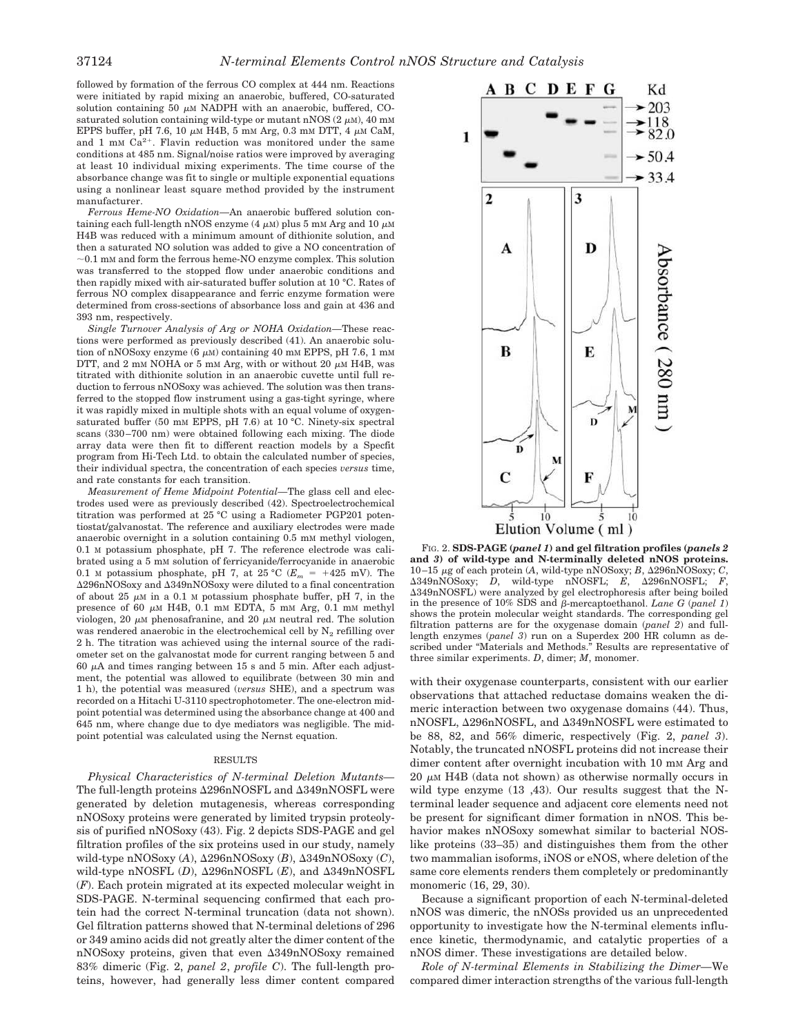followed by formation of the ferrous CO complex at 444 nm. Reactions were initiated by rapid mixing an anaerobic, buffered, CO-saturated solution containing 50 μM NADPH with an anaerobic, buffered, CO-saturated solution containing wild-type or mutant nNOS (2 μM), 40 mM EPPS buffer, pH 7.6, 10 μM H4B, 5 mM Arg, 0.3 mM DTT, 4 μM CaM, and 1 mM $Ca^{2+}$. Flavin reduction was monitored under the same conditions at 485 nm. Signal/noise ratios were improved by averaging at least 10 individual mixing experiments. The time course of the absorbance change was fit to single or multiple exponential equations using a nonlinear least square method provided by the instrument manufacturer.

*Ferrous Heme-NO Oxidation*—An anaerobic buffered solution containing each full-length nNOS enzyme (4 μM) plus 5 mM Arg and 10 μM H4B was reduced with a minimum amount of dithionite solution, and then a saturated NO solution was added to give a NO concentration of ~0.1 mM and form the ferrous heme-NO enzyme complex. This solution was transferred to the stopped flow under anaerobic conditions and then rapidly mixed with air-saturated buffer solution at 10 °C. Rates of ferrous NO complex disappearance and ferric enzyme formation were determined from cross-sections of absorbance loss and gain at 436 and 393 nm, respectively.

*Single Turnover Analysis of Arg or NOHA Oxidation*—These reactions were performed as previously described (41). An anaerobic solution of nNOSoxy enzyme (6 μM) containing 40 mM EPPS, pH 7.6, 1 mM DTT, and 2 mM NOHA or 5 mM Arg, with or without 20 μM H4B, was titrated with dithionite solution in an anaerobic cuvette until full reduction to ferrous nNOSoxy was achieved. The solution was then transferred to the stopped flow instrument using a gas-tight syringe, where it was rapidly mixed in multiple shots with an equal volume of oxygen-saturated buffer (50 mM EPPS, pH 7.6) at 10 °C. Ninety-six spectral scans (330–700 nm) were obtained following each mixing. The diode array data were then fit to different reaction models by a Specfit program from Hi-Tech Ltd. to obtain the calculated number of species, their individual spectra, the concentration of each species *versus* time, and rate constants for each transition.

*Measurement of Heme Midpoint Potential*—The glass cell and electrodes used were as previously described (42). Spectroelectrochemical titration was performed at 25 °C using a Radiometer PGP201 potentiostat/galvanostat. The reference and auxiliary electrodes were made anaerobic overnight in a solution containing 0.5 mM methyl viologen, 0.1 M potassium phosphate, pH 7. The reference electrode was calibrated using a 5 mM solution of ferricyanide/ferrocyanide in anaerobic 0.1 M potassium phosphate, pH 7, at 25 °C ($E_m$ = +425 mV). The Δ296nNOSoxy and Δ349nNOSoxy were diluted to a final concentration of about 25 μM in a 0.1 M potassium phosphate buffer, pH 7, in the presence of 60 μM H4B, 0.1 mM EDTA, 5 mM Arg, 0.1 mM methyl viologen, 20 μM phenosafranine, and 20 μM neutral red. The solution was rendered anaerobic in the electrochemical cell by $N_2$ refilling over 2 h. The titration was achieved using the internal source of the radiometer set on the galvanostat mode for current ranging between 5 and 60 μA and times ranging between 15 s and 5 min. After each adjustment, the potential was allowed to equilibrate (between 30 min and 1 h), the potential was measured (*versus* SHE), and a spectrum was recorded on a Hitachi U-3110 spectrophotometer. The one-electron midpoint potential was determined using the absorbance change at 400 and 645 nm, where change due to dye mediators was negligible. The midpoint potential was calculated using the Nernst equation.

## RESULTS

*Physical Characteristics of N-terminal Deletion Mutants*—The full-length proteins Δ296nNOSFL and Δ349nNOSFL were generated by deletion mutagenesis, whereas corresponding nNOSoxy proteins were generated by limited trypsin proteolysis of purified nNOSoxy (43). Fig. 2 depicts SDS-PAGE and gel filtration profiles of the six proteins used in our study, namely wild-type nNOSoxy (*A*), Δ296nNOSoxy (*B*), Δ349nNOSoxy (*C*), wild-type nNOSFL (*D*), Δ296nNOSFL (*E*), and Δ349nNOSFL (*F*). Each protein migrated at its expected molecular weight in SDS-PAGE. N-terminal sequencing confirmed that each protein had the correct N-terminal truncation (data not shown). Gel filtration patterns showed that N-terminal deletions of 296 or 349 amino acids did not greatly alter the dimer content of the nNOSoxy proteins, given that even Δ349nNOSoxy remained 83% dimeric (Fig. 2, *panel 2*, *profile C*). The full-length proteins, however, had generally less dimer content compared with their oxygenase counterparts, consistent with our earlier observations that attached reductase domains weaken the dimeric interaction between two oxygenase domains (44). Thus, nNOSFL, Δ296nNOSFL, and Δ349nNOSFL were estimated to be 88, 82, and 56% dimeric, respectively (Fig. 2, *panel 3*). Notably, the truncated nNOSFL proteins did not increase their dimer content after overnight incubation with 10 mM Arg and 20 μM H4B (data not shown) as otherwise normally occurs in wild type enzyme (13 ,43). Our results suggest that the N-terminal leader sequence and adjacent core elements need not be present for significant dimer formation in nNOS. This behavior makes nNOSoxy somewhat similar to bacterial NOS-like proteins (33–35) and distinguishes them from the other two mammalian isoforms, iNOS or eNOS, where deletion of the same core elements renders them completely or predominantly monomeric (16, 29, 30).

Because a significant proportion of each N-terminal-deleted nNOS was dimeric, the nNOSs provided us an unprecedented opportunity to investigate how the N-terminal elements influence kinetic, thermodynamic, and catalytic properties of a nNOS dimer. These investigations are detailed below.

*Role of N-terminal Elements in Stabilizing the Dimer*—We compared dimer interaction strengths of the various full-length

**FIG. 2. SDS-PAGE (*panel 1*) and gel filtration profiles (*panels 2* and *3*) of wild-type and N-terminally deleted nNOS proteins.** 10–15 μg of each protein (*A*, wild-type nNOSoxy; *B*, Δ296nNOSoxy; *C*, Δ349nNOSoxy; *D*, wild-type nNOSFL; *E*, Δ296nNOSFL; *F*, Δ349nNOSFL) were analyzed by gel electrophoresis after being boiled in the presence of 10% SDS and β-mercaptoethanol. *Lane G* (*panel 1*) shows the protein molecular weight standards. The corresponding gel filtration patterns are for the oxygenase domain (*panel 2*) and full-length enzymes (*panel 3*) run on a Superdex 200 HR column as described under "Materials and Methods." Results are representative of three similar experiments. *D*, dimer; *M*, monomer.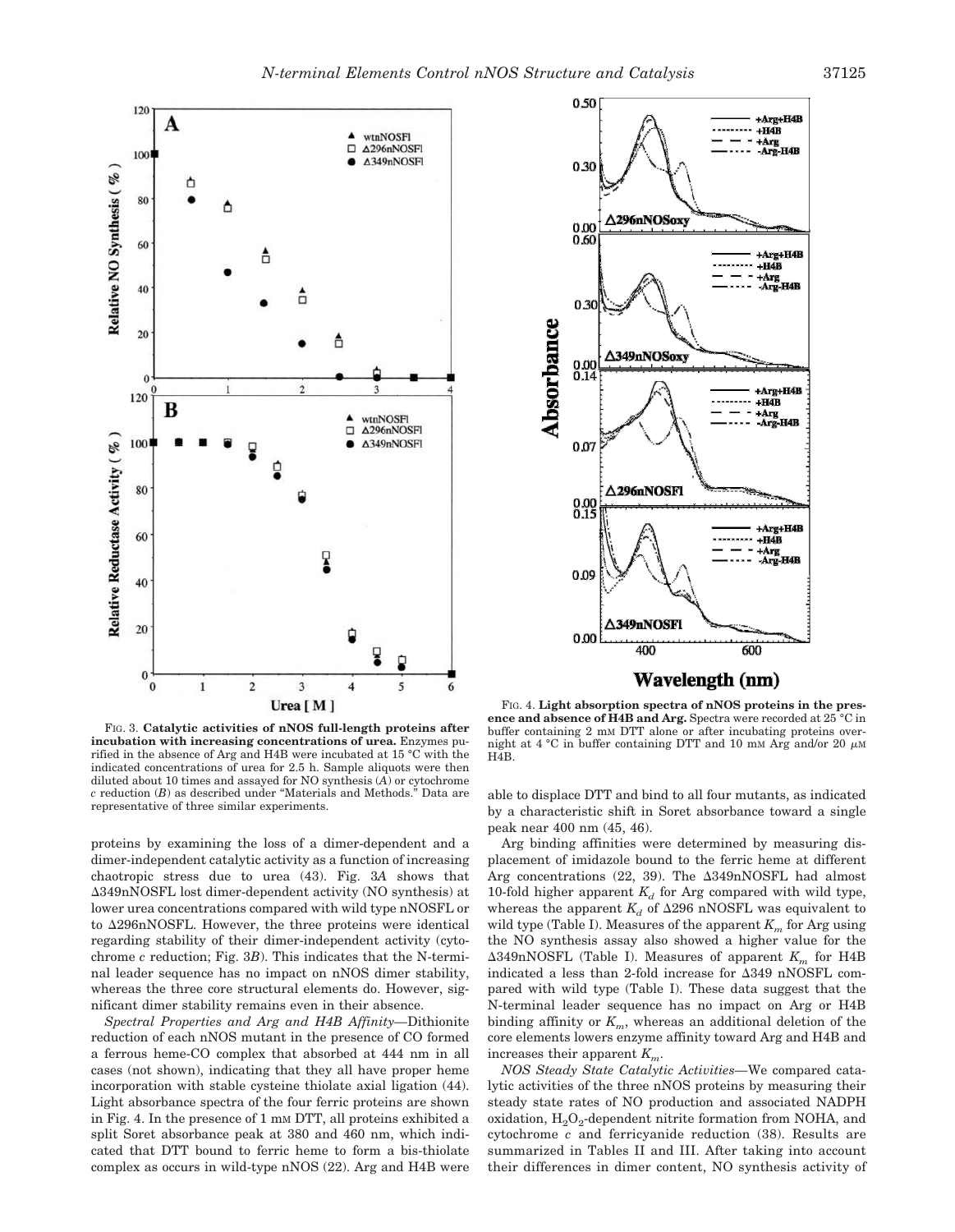FIG. 3. **Catalytic activities of nNOS full-length proteins after incubation with increasing concentrations of urea.** Enzymes purified in the absence of Arg and H4B were incubated at 15 °C with the indicated concentrations of urea for 2.5 h. Sample aliquots were then diluted about 10 times and assayed for NO synthesis (*A*) or cytochrome *c* reduction (*B*) as described under "Materials and Methods." Data are representative of three similar experiments.

FIG. 4. **Light absorption spectra of nNOS proteins in the presence and absence of H4B and Arg.** Spectra were recorded at 25 °C in buffer containing 2 mM DTT alone or after incubating proteins overnight at 4 °C in buffer containing DTT and 10 mM Arg and/or 20 μM H4B.

proteins by examining the loss of a dimer-dependent and a dimer-independent catalytic activity as a function of increasing chaotropic stress due to urea (43). Fig. 3*A* shows that Δ349nNOSFL lost dimer-dependent activity (NO synthesis) at lower urea concentrations compared with wild type nNOSFL or to Δ296nNOSFL. However, the three proteins were identical regarding stability of their dimer-independent activity (cytochrome *c* reduction; Fig. 3*B*). This indicates that the N-terminal leader sequence has no impact on nNOS dimer stability, whereas the three core structural elements do. However, significant dimer stability remains even in their absence.

*Spectral Properties and Arg and H4B Affinity*—Dithionite reduction of each nNOS mutant in the presence of CO formed a ferrous heme-CO complex that absorbed at 444 nm in all cases (not shown), indicating that they all have proper heme incorporation with stable cysteine thiolate axial ligation (44). Light absorbance spectra of the four ferric proteins are shown in Fig. 4. In the presence of 1 mM DTT, all proteins exhibited a split Soret absorbance peak at 380 and 460 nm, which indicated that DTT bound to ferric heme to form a bis-thiolate complex as occurs in wild-type nNOS (22). Arg and H4B were able to displace DTT and bind to all four mutants, as indicated by a characteristic shift in Soret absorbance toward a single peak near 400 nm (45, 46).

Arg binding affinities were determined by measuring displacement of imidazole bound to the ferric heme at different Arg concentrations (22, 39). The Δ349nNOSFL had almost 10-fold higher apparent $K_d$ for Arg compared with wild type, whereas the apparent $K_d$ of Δ296 nNOSFL was equivalent to wild type (Table I). Measures of the apparent $K_m$ for Arg using the NO synthesis assay also showed a higher value for the Δ349nNOSFL (Table I). Measures of apparent $K_m$ for H4B indicated a less than 2-fold increase for Δ349 nNOSFL compared with wild type (Table I). These data suggest that the N-terminal leader sequence has no impact on Arg or H4B binding affinity or $K_m$, whereas an additional deletion of the core elements lowers enzyme affinity toward Arg and H4B and increases their apparent $K_m$.

*NOS Steady State Catalytic Activities*—We compared catalytic activities of the three nNOS proteins by measuring their steady state rates of NO production and associated NADPH oxidation, $H_2O_2$-dependent nitrite formation from NOHA, and cytochrome *c* and ferricyanide reduction (38). Results are summarized in Tables II and III. After taking into account their differences in dimer content, NO synthesis activity of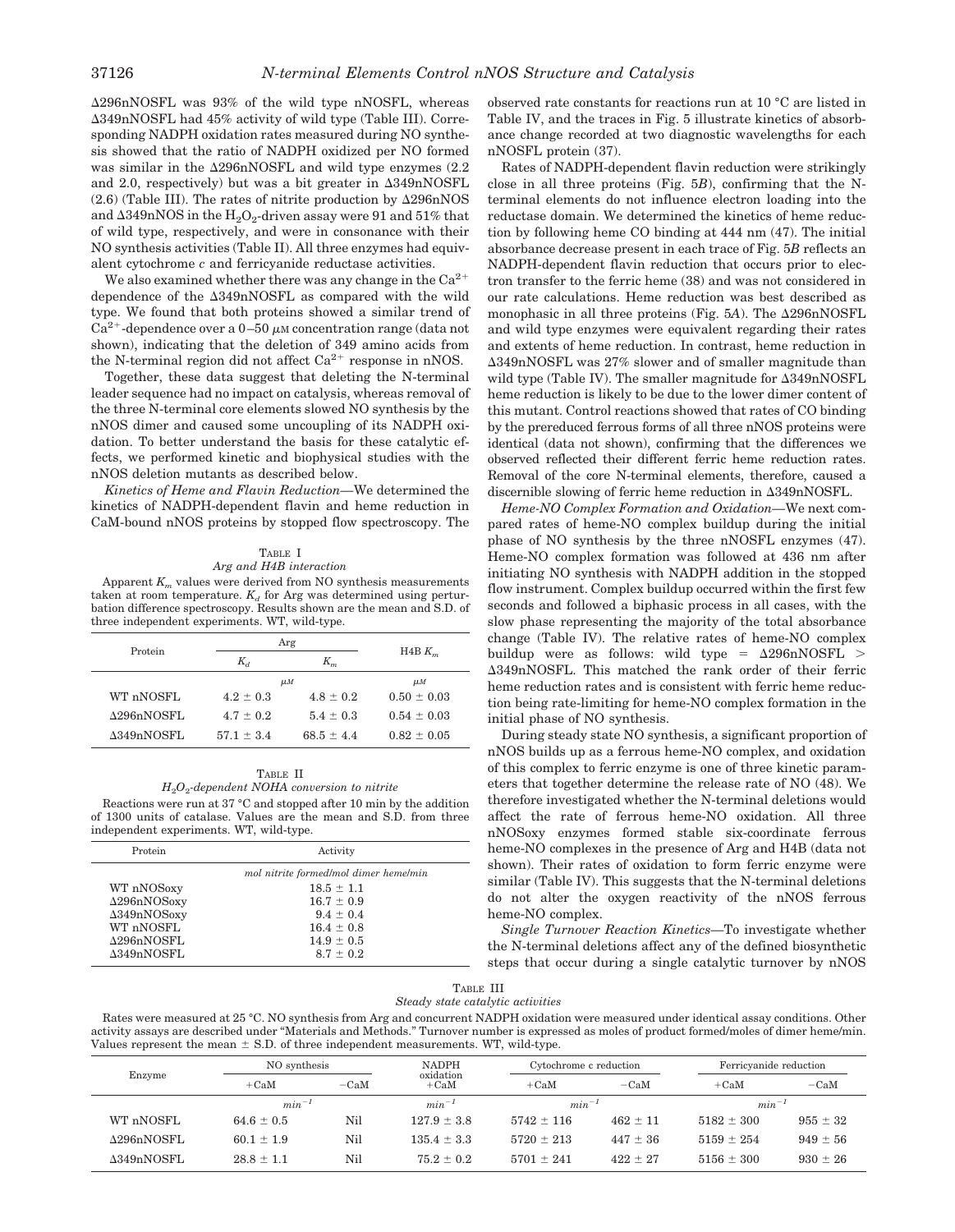Δ296nNOSFL was 93% of the wild type nNOSFL, whereas Δ349nNOSFL had 45% activity of wild type (Table III). Corresponding NADPH oxidation rates measured during NO synthesis showed that the ratio of NADPH oxidized per NO formed was similar in the Δ296nNOSFL and wild type enzymes (2.2 and 2.0, respectively) but was a bit greater in Δ349nNOSFL (2.6) (Table III). The rates of nitrite production by Δ296nNOS and Δ349nNOS in the $H_2O_2$-driven assay were 91 and 51% that of wild type, respectively, and were in consonance with their NO synthesis activities (Table II). All three enzymes had equivalent cytochrome *c* and ferricyanide reductase activities.

We also examined whether there was any change in the $Ca^{2+}$ dependence of the Δ349nNOSFL as compared with the wild type. We found that both proteins showed a similar trend of $Ca^{2+}$-dependence over a 0–50 μM concentration range (data not shown), indicating that the deletion of 349 amino acids from the N-terminal region did not affect $Ca^{2+}$ response in nNOS.

Together, these data suggest that deleting the N-terminal leader sequence had no impact on catalysis, whereas removal of the three N-terminal core elements slowed NO synthesis by the nNOS dimer and caused some uncoupling of its NADPH oxidation. To better understand the basis for these catalytic effects, we performed kinetic and biophysical studies with the nNOS deletion mutants as described below.

*Kinetics of Heme and Flavin Reduction*—We determined the kinetics of NADPH-dependent flavin and heme reduction in CaM-bound nNOS proteins by stopped flow spectroscopy. The observed rate constants for reactions run at 10 °C are listed in Table IV, and the traces in Fig. 5 illustrate kinetics of absorbance change recorded at two diagnostic wavelengths for each nNOSFL protein (37).

TABLE I
*Arg and H4B interaction*

Apparent $K_m$ values were derived from NO synthesis measurements taken at room temperature. $K_d$ for Arg was determined using perturbation difference spectroscopy. Results shown are the mean and S.D. of three independent experiments. WT, wild-type.

| Protein | Arg | | H4B $K_m$ |
|---|---|---|---|
| | $K_d$ | $K_m$ | |
| | μM | | μM |
| WT nNOSFL | 4.2 ± 0.3 | 4.8 ± 0.2 | 0.50 ± 0.03 |
| Δ296nNOSFL | 4.7 ± 0.2 | 5.4 ± 0.3 | 0.54 ± 0.03 |
| Δ349nNOSFL | 57.1 ± 3.4 | 68.5 ± 4.4 | 0.82 ± 0.05 |

TABLE II
*$H_2O_2$-dependent NOHA conversion to nitrite*

Reactions were run at 37 °C and stopped after 10 min by the addition of 1300 units of catalase. Values are the mean and S.D. from three independent experiments. WT, wild-type.

| Protein | Activity |
|---|---|
| | *mol nitrite formed/mol dimer heme/min* |
| WT nNOSoxy | 18.5 ± 1.1 |
| Δ296nNOSoxy | 16.7 ± 0.9 |
| Δ349nNOSoxy | 9.4 ± 0.4 |
| WT nNOSFL | 16.4 ± 0.8 |
| Δ296nNOSFL | 14.9 ± 0.5 |
| Δ349nNOSFL | 8.7 ± 0.2 |

Rates of NADPH-dependent flavin reduction were strikingly close in all three proteins (Fig. 5*B*), confirming that the N-terminal elements do not influence electron loading into the reductase domain. We determined the kinetics of heme reduction by following heme CO binding at 444 nm (47). The initial absorbance decrease present in each trace of Fig. 5*B* reflects an NADPH-dependent flavin reduction that occurs prior to electron transfer to the ferric heme (38) and was not considered in our rate calculations. Heme reduction was best described as monophasic in all three proteins (Fig. 5*A*). The Δ296nNOSFL and wild type enzymes were equivalent regarding their rates and extents of heme reduction. In contrast, heme reduction in Δ349nNOSFL was 27% slower and of smaller magnitude than wild type (Table IV). The smaller magnitude for Δ349nNOSFL heme reduction is likely to be due to the lower dimer content of this mutant. Control reactions showed that rates of CO binding by the prereduced ferrous forms of all three nNOS proteins were identical (data not shown), confirming that the differences we observed reflected their different ferric heme reduction rates. Removal of the core N-terminal elements, therefore, caused a discernible slowing of ferric heme reduction in Δ349nNOSFL.

*Heme-NO Complex Formation and Oxidation*—We next compared rates of heme-NO complex buildup during the initial phase of NO synthesis by the three nNOSFL enzymes (47). Heme-NO complex formation was followed at 436 nm after initiating NO synthesis with NADPH addition in the stopped flow instrument. Complex buildup occurred within the first few seconds and followed a biphasic process in all cases, with the slow phase representing the majority of the total absorbance change (Table IV). The relative rates of heme-NO complex buildup were as follows: wild type = Δ296nNOSFL > Δ349nNOSFL. This matched the rank order of their ferric heme reduction rates and is consistent with ferric heme reduction being rate-limiting for heme-NO complex formation in the initial phase of NO synthesis.

During steady state NO synthesis, a significant proportion of nNOS builds up as a ferrous heme-NO complex, and oxidation of this complex to ferric enzyme is one of three kinetic parameters that together determine the release rate of NO (48). We therefore investigated whether the N-terminal deletions would affect the rate of ferrous heme-NO oxidation. All three nNOSoxy enzymes formed stable six-coordinate ferrous heme-NO complexes in the presence of Arg and H4B (data not shown). Their rates of oxidation to form ferric enzyme were similar (Table IV). This suggests that the N-terminal deletions do not alter the oxygen reactivity of the nNOS ferrous heme-NO complex.

*Single Turnover Reaction Kinetics*—To investigate whether the N-terminal deletions affect any of the defined biosynthetic steps that occur during a single catalytic turnover by nNOS

TABLE III
*Steady state catalytic activities*

Rates were measured at 25 °C. NO synthesis from Arg and concurrent NADPH oxidation were measured under identical assay conditions. Other activity assays are described under "Materials and Methods." Turnover number is expressed as moles of product formed/moles of dimer heme/min. Values represent the mean ± S.D. of three independent measurements. WT, wild-type.

| Enzyme | NO synthesis | | NADPH oxidation | Cytochrome c reduction | | Ferricyanide reduction | |
|---|---|---|---|---|---|---|---|
| | +CaM | −CaM | +CaM | +CaM | −CaM | +CaM | −CaM |
| | $min^{-1}$ | | $min^{-1}$ | $min^{-1}$ | | $min^{-1}$ | |
| WT nNOSFL | 64.6 ± 0.5 | Nil | 127.9 ± 3.8 | 5742 ± 116 | 462 ± 11 | 5182 ± 300 | 955 ± 32 |
| Δ296nNOSFL | 60.1 ± 1.9 | Nil | 135.4 ± 3.3 | 5720 ± 213 | 447 ± 36 | 5159 ± 254 | 949 ± 56 |
| Δ349nNOSFL | 28.8 ± 1.1 | Nil | 75.2 ± 0.2 | 5701 ± 241 | 422 ± 27 | 5156 ± 300 | 930 ± 26 |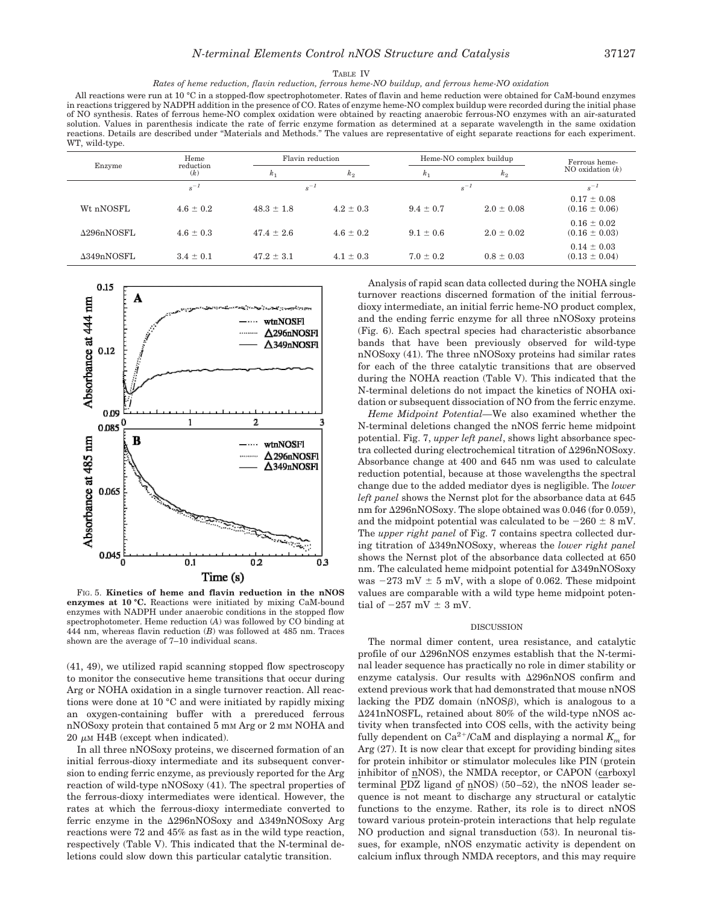TABLE IV

*Rates of heme reduction, flavin reduction, ferrous heme-NO buildup, and ferrous heme-NO oxidation*

All reactions were run at 10 °C in a stopped-flow spectrophotometer. Rates of flavin and heme reduction were obtained for CaM-bound enzymes in reactions triggered by NADPH addition in the presence of CO. Rates of enzyme heme-NO complex buildup were recorded during the initial phase of NO synthesis. Rates of ferrous heme-NO complex oxidation were obtained by reacting anaerobic ferrous-NO enzymes with an air-saturated solution. Values in parenthesis indicate the rate of ferric enzyme formation as determined at a separate wavelength in the same oxidation reactions. Details are described under "Materials and Methods." The values are representative of eight separate reactions for each experiment. WT, wild-type.

| Enzyme | Heme reduction ($k$) | Flavin reduction | | Heme-NO complex buildup | | Ferrous heme-NO oxidation ($k$) |
|---|---|---|---|---|---|---|
| | | $k_1$ | $k_2$ | $k_1$ | $k_2$ | |
| | $s^{-1}$ | $s^{-1}$ | | $s^{-1}$ | | $s^{-1}$ |
| Wt nNOSFL | 4.6 ± 0.2 | 48.3 ± 1.8 | 4.2 ± 0.3 | 9.4 ± 0.7 | 2.0 ± 0.08 | 0.17 ± 0.08 (0.16 ± 0.06) |
| Δ296nNOSFL | 4.6 ± 0.3 | 47.4 ± 2.6 | 4.6 ± 0.2 | 9.1 ± 0.6 | 2.0 ± 0.02 | 0.16 ± 0.02 (0.16 ± 0.03) |
| Δ349nNOSFL | 3.4 ± 0.1 | 47.2 ± 3.1 | 4.1 ± 0.3 | 7.0 ± 0.2 | 0.8 ± 0.03 | 0.14 ± 0.03 (0.13 ± 0.04) |

FIG. 5. **Kinetics of heme and flavin reduction in the nNOS enzymes at 10 °C.** Reactions were initiated by mixing CaM-bound enzymes with NADPH under anaerobic conditions in the stopped flow spectrophotometer. Heme reduction (*A*) was followed by CO binding at 444 nm, whereas flavin reduction (*B*) was followed at 485 nm. Traces shown are the average of 7–10 individual scans.

(41, 49), we utilized rapid scanning stopped flow spectroscopy to monitor the consecutive heme transitions that occur during Arg or NOHA oxidation in a single turnover reaction. All reactions were done at 10 °C and were initiated by rapidly mixing an oxygen-containing buffer with a prereduced ferrous nNOSoxy protein that contained 5 mM Arg or 2 mM NOHA and 20 μM H4B (except when indicated).

In all three nNOSoxy proteins, we discerned formation of an initial ferrous-dioxy intermediate and its subsequent conversion to ending ferric enzyme, as previously reported for the Arg reaction of wild-type nNOSoxy (41). The spectral properties of the ferrous-dioxy intermediates were identical. However, the rates at which the ferrous-dioxy intermediate converted to ferric enzyme in the Δ296nNOSoxy and Δ349nNOSoxy Arg reactions were 72 and 45% as fast as in the wild type reaction, respectively (Table V). This indicated that the N-terminal deletions could slow down this particular catalytic transition.

Analysis of rapid scan data collected during the NOHA single turnover reactions discerned formation of the initial ferrous-dioxy intermediate, an initial ferric heme-NO product complex, and the ending ferric enzyme for all three nNOSoxy proteins (Fig. 6). Each spectral species had characteristic absorbance bands that have been previously observed for wild-type nNOSoxy (41). The three nNOSoxy proteins had similar rates for each of the three catalytic transitions that are observed during the NOHA reaction (Table V). This indicated that the N-terminal deletions do not impact the kinetics of NOHA oxidation or subsequent dissociation of NO from the ferric enzyme.

*Heme Midpoint Potential*—We also examined whether the N-terminal deletions changed the nNOS ferric heme midpoint potential. Fig. 7, *upper left panel*, shows light absorbance spectra collected during electrochemical titration of Δ296nNOSoxy. Absorbance change at 400 and 645 nm was used to calculate reduction potential, because at those wavelengths the spectral change due to the added mediator dyes is negligible. The *lower left panel* shows the Nernst plot for the absorbance data at 645 nm for Δ296nNOSoxy. The slope obtained was 0.046 (for 0.059), and the midpoint potential was calculated to be −260 ± 8 mV. The *upper right panel* of Fig. 7 contains spectra collected during titration of Δ349nNOSoxy, whereas the *lower right panel* shows the Nernst plot of the absorbance data collected at 650 nm. The calculated heme midpoint potential for Δ349nNOSoxy was −273 mV ± 5 mV, with a slope of 0.062. These midpoint values are comparable with a wild type heme midpoint potential of −257 mV ± 3 mV.

## DISCUSSION

The normal dimer content, urea resistance, and catalytic profile of our Δ296nNOS enzymes establish that the N-terminal leader sequence has practically no role in dimer stability or enzyme catalysis. Our results with Δ296nNOS confirm and extend previous work that had demonstrated that mouse nNOS lacking the PDZ domain (nNOSβ), which is analogous to a Δ241nNOSFL, retained about 80% of the wild-type nNOS activity when transfected into COS cells, with the activity being fully dependent on $Ca^{2+}$/CaM and displaying a normal $K_m$ for Arg (27). It is now clear that except for providing binding sites for protein inhibitor or stimulator molecules like PIN (protein inhibitor of nNOS), the NMDA receptor, or CAPON (carboxyl terminal PDZ ligand of nNOS) (50–52), the nNOS leader sequence is not meant to discharge any structural or catalytic functions to the enzyme. Rather, its role is to direct nNOS toward various protein-protein interactions that help regulate NO production and signal transduction (53). In neuronal tissues, for example, nNOS enzymatic activity is dependent on calcium influx through NMDA receptors, and this may require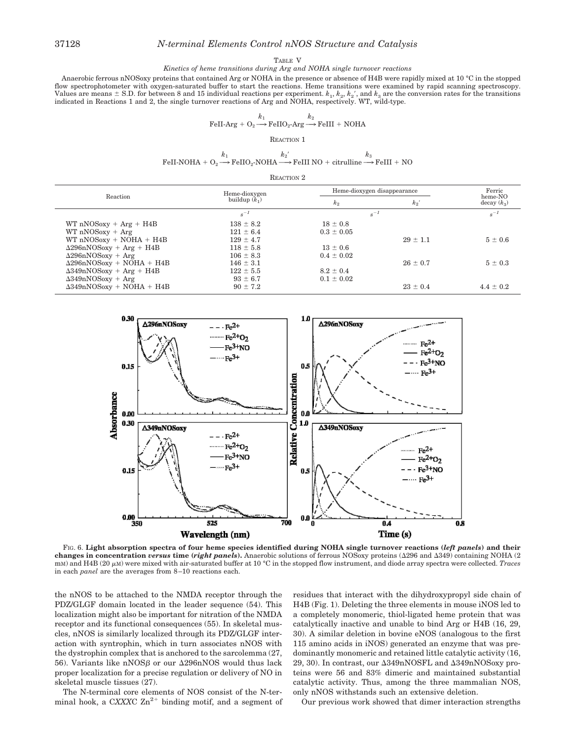TABLE V

*Kinetics of heme transitions during Arg and NOHA single turnover reactions*

Anaerobic ferrous nNOSoxy proteins that contained Arg or NOHA in the presence or absence of H4B were rapidly mixed at 10 °C in the stopped flow spectrophotometer with oxygen-saturated buffer to start the reactions. Heme transitions were examined by rapid scanning spectroscopy. Values are means ± S.D. for between 8 and 15 individual reactions per experiment. $k_1$, $k_2$, $k_2'$, and $k_3$ are the conversion rates for the transitions indicated in Reactions 1 and 2, the single turnover reactions of Arg and NOHA, respectively. WT, wild-type.

$$\text{FeII-Arg} + \text{O}_2 \xrightarrow{k_1} \text{FeIIO}_2\text{-Arg} \xrightarrow{k_2} \text{FeIII} + \text{NOHA}$$

REACTION 1

$$\text{FeII-NOHA} + \text{O}_2 \xrightarrow{k_1} \text{FeIIO}_2\text{-NOHA} \xrightarrow{k_2'} \text{FeIII NO} + \text{citrulline} \xrightarrow{k_3} \text{FeIII} + \text{NO}$$

REACTION 2

| Reaction | Heme-dioxygen buildup ($k_1$) | Heme-dioxygen disappearance | | Ferric heme-NO decay ($k_3$) |
|---|---|---|---|---|
| | | $k_2$ | $k_2'$ | |
| | $s^{-1}$ | $s^{-1}$ | | $s^{-1}$ |
| WT nNOSoxy + Arg + H4B | 138 ± 8.2 | 18 ± 0.8 | | |
| WT nNOSoxy + Arg | 121 ± 6.4 | 0.3 ± 0.05 | | |
| WT nNOSoxy + NOHA + H4B | 129 ± 4.7 | | 29 ± 1.1 | 5 ± 0.6 |
| Δ296nNOSoxy + Arg + H4B | 118 ± 5.8 | 13 ± 0.6 | | |
| Δ296nNOSoxy + Arg | 106 ± 8.3 | 0.4 ± 0.02 | | |
| Δ296nNOSoxy + NOHA + H4B | 146 ± 3.1 | | 26 ± 0.7 | 5 ± 0.3 |
| Δ349nNOSoxy + Arg + H4B | 122 ± 5.5 | 8.2 ± 0.4 | | |
| Δ349nNOSoxy + Arg | 93 ± 6.7 | 0.1 ± 0.02 | | |
| Δ349nNOSoxy + NOHA + H4B | 90 ± 7.2 | | 23 ± 0.4 | 4.4 ± 0.2 |

FIG. 6. **Light absorption spectra of four heme species identified during NOHA single turnover reactions (*left panels*) and their changes in concentration *versus* time (*right panels*).** Anaerobic solutions of ferrous NOSoxy proteins (Δ296 and Δ349) containing NOHA (2 mM) and H4B (20 μM) were mixed with air-saturated buffer at 10 °C in the stopped flow instrument, and diode array spectra were collected. *Traces* in each *panel* are the averages from 8–10 reactions each.

the nNOS to be attached to the NMDA receptor through the PDZ/GLGF domain located in the leader sequence (54). This localization might also be important for nitration of the NMDA receptor and its functional consequences (55). In skeletal muscles, nNOS is similarly localized through its PDZ/GLGF interaction with syntrophin, which in turn associates nNOS with the dystrophin complex that is anchored to the sarcolemma (27, 56). Variants like nNOSβ or our Δ296nNOS would thus lack proper localization for a precise regulation or delivery of NO in skeletal muscle tissues (27).

The N-terminal core elements of NOS consist of the N-terminal hook, a C*XXX*C $Zn^{2+}$ binding motif, and a segment of residues that interact with the dihydroxypropyl side chain of H4B (Fig. 1). Deleting the three elements in mouse iNOS led to a completely monomeric, thiol-ligated heme protein that was catalytically inactive and unable to bind Arg or H4B (16, 29, 30). A similar deletion in bovine eNOS (analogous to the first 115 amino acids in iNOS) generated an enzyme that was predominantly monomeric and retained little catalytic activity (16, 29, 30). In contrast, our Δ349nNOSFL and Δ349nNOSoxy proteins were 56 and 83% dimeric and maintained substantial catalytic activity. Thus, among the three mammalian NOS, only nNOS withstands such an extensive deletion.

Our previous work showed that dimer interaction strengths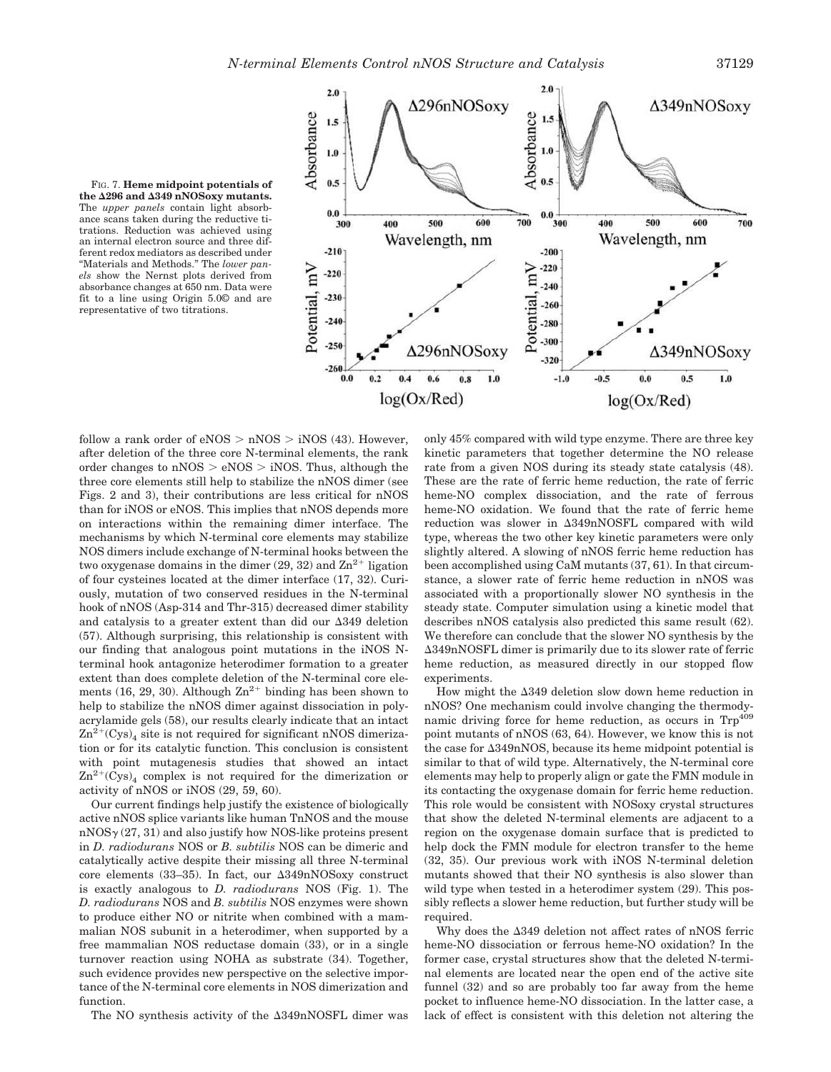FIG. 7. **Heme midpoint potentials of the Δ296 and Δ349 nNOSoxy mutants.** The *upper panels* contain light absorbance scans taken during the reductive titrations. Reduction was achieved using an internal electron source and three different redox mediators as described under "Materials and Methods." The *lower panels* show the Nernst plots derived from absorbance changes at 650 nm. Data were fit to a line using Origin 5.0© and are representative of two titrations.

follow a rank order of eNOS > nNOS > iNOS (43). However, after deletion of the three core N-terminal elements, the rank order changes to nNOS > eNOS > iNOS. Thus, although the three core elements still help to stabilize the nNOS dimer (see Figs. 2 and 3), their contributions are less critical for nNOS than for iNOS or eNOS. This implies that nNOS depends more on interactions within the remaining dimer interface. The mechanisms by which N-terminal core elements may stabilize NOS dimers include exchange of N-terminal hooks between the two oxygenase domains in the dimer (29, 32) and $Zn^{2+}$ ligation of four cysteines located at the dimer interface (17, 32). Curiously, mutation of two conserved residues in the N-terminal hook of nNOS (Asp-314 and Thr-315) decreased dimer stability and catalysis to a greater extent than did our Δ349 deletion (57). Although surprising, this relationship is consistent with our finding that analogous point mutations in the iNOS N-terminal hook antagonize heterodimer formation to a greater extent than does complete deletion of the N-terminal core elements (16, 29, 30). Although $Zn^{2+}$ binding has been shown to help to stabilize the nNOS dimer against dissociation in polyacrylamide gels (58), our results clearly indicate that an intact $Zn^{2+}(Cys)_4$ site is not required for significant nNOS dimerization or for its catalytic function. This conclusion is consistent with point mutagenesis studies that showed an intact $Zn^{2+}(Cys)_4$ complex is not required for the dimerization or activity of nNOS or iNOS (29, 59, 60).

Our current findings help justify the existence of biologically active nNOS splice variants like human TnNOS and the mouse nNOS$\gamma$ (27, 31) and also justify how NOS-like proteins present in *D. radiodurans* NOS or *B. subtilis* NOS can be dimeric and catalytically active despite their missing all three N-terminal core elements (33–35). In fact, our Δ349nNOSoxy construct is exactly analogous to *D. radiodurans* NOS (Fig. 1). The *D. radiodurans* NOS and *B. subtilis* NOS enzymes were shown to produce either NO or nitrite when combined with a mammalian NOS subunit in a heterodimer, when supported by a free mammalian NOS reductase domain (33), or in a single turnover reaction using NOHA as substrate (34). Together, such evidence provides new perspective on the selective importance of the N-terminal core elements in NOS dimerization and function.

The NO synthesis activity of the Δ349nNOSFL dimer was only 45% compared with wild type enzyme. There are three key kinetic parameters that together determine the NO release rate from a given NOS during its steady state catalysis (48). These are the rate of ferric heme reduction, the rate of ferric heme-NO complex dissociation, and the rate of ferrous heme-NO oxidation. We found that the rate of ferric heme reduction was slower in Δ349nNOSFL compared with wild type, whereas the two other key kinetic parameters were only slightly altered. A slowing of nNOS ferric heme reduction has been accomplished using CaM mutants (37, 61). In that circumstance, a slower rate of ferric heme reduction in nNOS was associated with a proportionally slower NO synthesis in the steady state. Computer simulation using a kinetic model that describes nNOS catalysis also predicted this same result (62). We therefore can conclude that the slower NO synthesis by the Δ349nNOSFL dimer is primarily due to its slower rate of ferric heme reduction, as measured directly in our stopped flow experiments.

How might the Δ349 deletion slow down heme reduction in nNOS? One mechanism could involve changing the thermodynamic driving force for heme reduction, as occurs in $Trp^{409}$ point mutants of nNOS (63, 64). However, we know this is not the case for Δ349nNOS, because its heme midpoint potential is similar to that of wild type. Alternatively, the N-terminal core elements may help to properly align or gate the FMN module in its contacting the oxygenase domain for ferric heme reduction. This role would be consistent with NOSoxy crystal structures that show the deleted N-terminal elements are adjacent to a region on the oxygenase domain surface that is predicted to help dock the FMN module for electron transfer to the heme (32, 35). Our previous work with iNOS N-terminal deletion mutants showed that their NO synthesis is also slower than wild type when tested in a heterodimer system (29). This possibly reflects a slower heme reduction, but further study will be required.

Why does the Δ349 deletion not affect rates of nNOS ferric heme-NO dissociation or ferrous heme-NO oxidation? In the former case, crystal structures show that the deleted N-terminal elements are located near the open end of the active site funnel (32) and so are probably too far away from the heme pocket to influence heme-NO dissociation. In the latter case, a lack of effect is consistent with this deletion not altering the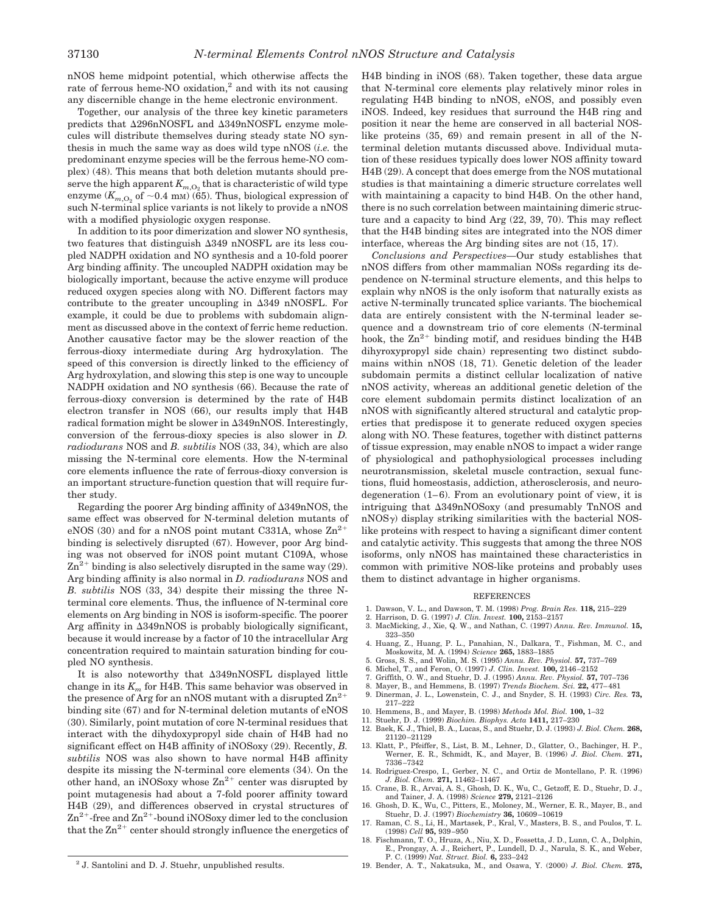nNOS heme midpoint potential, which otherwise affects the rate of ferrous heme-NO oxidation,[2] and with its not causing any discernible change in the heme electronic environment.

Together, our analysis of the three key kinetic parameters predicts that Δ296nNOSFL and Δ349nNOSFL enzyme molecules will distribute themselves during steady state NO synthesis in much the same way as does wild type nNOS (*i.e.* the predominant enzyme species will be the ferrous heme-NO complex) (48). This means that both deletion mutants should preserve the high apparent $K_{m,O_2}$ that is characteristic of wild type enzyme ($K_{m,O_2}$ of ~0.4 mM) (65). Thus, biological expression of such N-terminal splice variants is not likely to provide a nNOS with a modified physiologic oxygen response.

In addition to its poor dimerization and slower NO synthesis, two features that distinguish Δ349 nNOSFL are its less coupled NADPH oxidation and NO synthesis and a 10-fold poorer Arg binding affinity. The uncoupled NADPH oxidation may be biologically important, because the active enzyme will produce reduced oxygen species along with NO. Different factors may contribute to the greater uncoupling in Δ349 nNOSFL. For example, it could be due to problems with subdomain alignment as discussed above in the context of ferric heme reduction. Another causative factor may be the slower reaction of the ferrous-dioxy intermediate during Arg hydroxylation. The speed of this conversion is directly linked to the efficiency of Arg hydroxylation, and slowing this step is one way to uncouple NADPH oxidation and NO synthesis (66). Because the rate of ferrous-dioxy conversion is determined by the rate of H4B electron transfer in NOS (66), our results imply that H4B radical formation might be slower in Δ349nNOS. Interestingly, conversion of the ferrous-dioxy species is also slower in *D. radiodurans* NOS and *B. subtilis* NOS (33, 34), which are also missing the N-terminal core elements. How the N-terminal core elements influence the rate of ferrous-dioxy conversion is an important structure-function question that will require further study.

Regarding the poorer Arg binding affinity of Δ349nNOS, the same effect was observed for N-terminal deletion mutants of eNOS (30) and for a nNOS point mutant C331A, whose $Zn^{2+}$ binding is selectively disrupted (67). However, poor Arg binding was not observed for iNOS point mutant C109A, whose $Zn^{2+}$ binding is also selectively disrupted in the same way (29). Arg binding affinity is also normal in *D. radiodurans* NOS and *B. subtilis* NOS (33, 34) despite their missing the three N-terminal core elements. Thus, the influence of N-terminal core elements on Arg binding in NOS is isoform-specific. The poorer Arg affinity in Δ349nNOS is probably biologically significant, because it would increase by a factor of 10 the intracellular Arg concentration required to maintain saturation binding for coupled NO synthesis.

It is also noteworthy that Δ349nNOSFL displayed little change in its $K_m$ for H4B. This same behavior was observed in the presence of Arg for an nNOS mutant with a disrupted $Zn^{2+}$ binding site (67) and for N-terminal deletion mutants of eNOS (30). Similarly, point mutation of core N-terminal residues that interact with the dihydoxypropyl side chain of H4B had no significant effect on H4B affinity of iNOSoxy (29). Recently, *B. subtilis* NOS was also shown to have normal H4B affinity despite its missing the N-terminal core elements (34). On the other hand, an iNOSoxy whose $Zn^{2+}$ center was disrupted by point mutagenesis had about a 7-fold poorer affinity toward H4B (29), and differences observed in crystal structures of $Zn^{2+}$-free and $Zn^{2+}$-bound iNOSoxy dimer led to the conclusion that the $Zn^{2+}$ center should strongly influence the energetics of H4B binding in iNOS (68). Taken together, these data argue that N-terminal core elements play relatively minor roles in regulating H4B binding to nNOS, eNOS, and possibly even iNOS. Indeed, key residues that surround the H4B ring and position it near the heme are conserved in all bacterial NOS-like proteins (35, 69) and remain present in all of the N-terminal deletion mutants discussed above. Individual mutation of these residues typically does lower NOS affinity toward H4B (29). A concept that does emerge from the NOS mutational studies is that maintaining a dimeric structure correlates well with maintaining a capacity to bind H4B. On the other hand, there is no such correlation between maintaining dimeric structure and a capacity to bind Arg (22, 39, 70). This may reflect that the H4B binding sites are integrated into the NOS dimer interface, whereas the Arg binding sites are not (15, 17).

*Conclusions and Perspectives*—Our study establishes that nNOS differs from other mammalian NOSs regarding its dependence on N-terminal structure elements, and this helps to explain why nNOS is the only isoform that naturally exists as active N-terminally truncated splice variants. The biochemical data are entirely consistent with the N-terminal leader sequence and a downstream trio of core elements (N-terminal hook, the $Zn^{2+}$ binding motif, and residues binding the H4B dihyroxypropyl side chain) representing two distinct subdomains within nNOS (18, 71). Genetic deletion of the leader subdomain permits a distinct cellular localization of native nNOS activity, whereas an additional genetic deletion of the core element subdomain permits distinct localization of an nNOS with significantly altered structural and catalytic properties that predispose it to generate reduced oxygen species along with NO. These features, together with distinct patterns of tissue expression, may enable nNOS to impact a wider range of physiological and pathophysiological processes including neurotransmission, skeletal muscle contraction, sexual functions, fluid homeostasis, addiction, atherosclerosis, and neurodegeneration (1–6). From an evolutionary point of view, it is intriguing that Δ349nNOSoxy (and presumably TnNOS and nNOSγ) display striking similarities with the bacterial NOS-like proteins with respect to having a significant dimer content and catalytic activity. This suggests that among the three NOS isoforms, only nNOS has maintained these characteristics in common with primitive NOS-like proteins and probably uses them to distinct advantage in higher organisms.

## REFERENCES

1. Dawson, V. L., and Dawson, T. M. (1998) *Prog. Brain Res.* **118,** 215–229
2. Harrison, D. G. (1997) *J. Clin. Invest.* **100,** 2153–2157
3. MacMicking, J., Xie, Q. W., and Nathan, C. (1997) *Annu. Rev. Immunol.* **15,** 323–350
4. Huang, Z., Huang, P. L., Panahian, N., Dalkara, T., Fishman, M. C., and Moskowitz, M. A. (1994) *Science* **265,** 1883–1885
5. Gross, S. S., and Wolin, M. S. (1995) *Annu. Rev. Physiol.* **57,** 737–769
6. Michel, T., and Feron, O. (1997) *J. Clin. Invest.* **100,** 2146–2152
7. Griffith, O. W., and Stuehr, D. J. (1995) *Annu. Rev. Physiol.* **57,** 707–736
8. Mayer, B., and Hemmens, B. (1997) *Trends Biochem. Sci.* **22,** 477–481
9. Dinerman, J. L., Lowenstein, C. J., and Snyder, S. H. (1993) *Circ. Res.* **73,** 217–222
10. Hemmens, B., and Mayer, B. (1998) *Methods Mol. Biol.* **100,** 1–32
11. Stuehr, D. J. (1999) *Biochim. Biophys. Acta* **1411,** 217–230
12. Baek, K. J., Thiel, B. A., Lucas, S., and Stuehr, D. J. (1993) *J. Biol. Chem.* **268,** 21120–21129
13. Klatt, P., Pfeiffer, S., List, B. M., Lehner, D., Glatter, O., Bachinger, H. P., Werner, E. R., Schmidt, K., and Mayer, B. (1996) *J. Biol. Chem.* **271,** 7336–7342
14. Rodriguez-Crespo, I., Gerber, N. C., and Ortiz de Montellano, P. R. (1996) *J. Biol. Chem.* **271,** 11462–11467
15. Crane, B. R., Arvai, A. S., Ghosh, D. K., Wu, C., Getzoff, E. D., Stuehr, D. J., and Tainer, J. A. (1998) *Science* **279,** 2121–2126
16. Ghosh, D. K., Wu, C., Pitters, E., Moloney, M., Werner, E. R., Mayer, B., and Stuehr, D. J. (1997) *Biochemistry* **36,** 10609–10619
17. Raman, C. S., Li, H., Martasek, P., Kral, V., Masters, B. S., and Poulos, T. L. (1998) *Cell* **95,** 939–950
18. Fischmann, T. O., Hruza, A., Niu, X. D., Fossetta, J. D., Lunn, C. A., Dolphin, E., Prongay, A. J., Reichert, P., Lundell, D. J., Narula, S. K., and Weber, P. C. (1999) *Nat. Struct. Biol.* **6,** 233–242
19. Bender, A. T., Nakatsuka, M., and Osawa, Y. (2000) *J. Biol. Chem.* **275,**

[2] J. Santolini and D. J. Stuehr, unpublished results.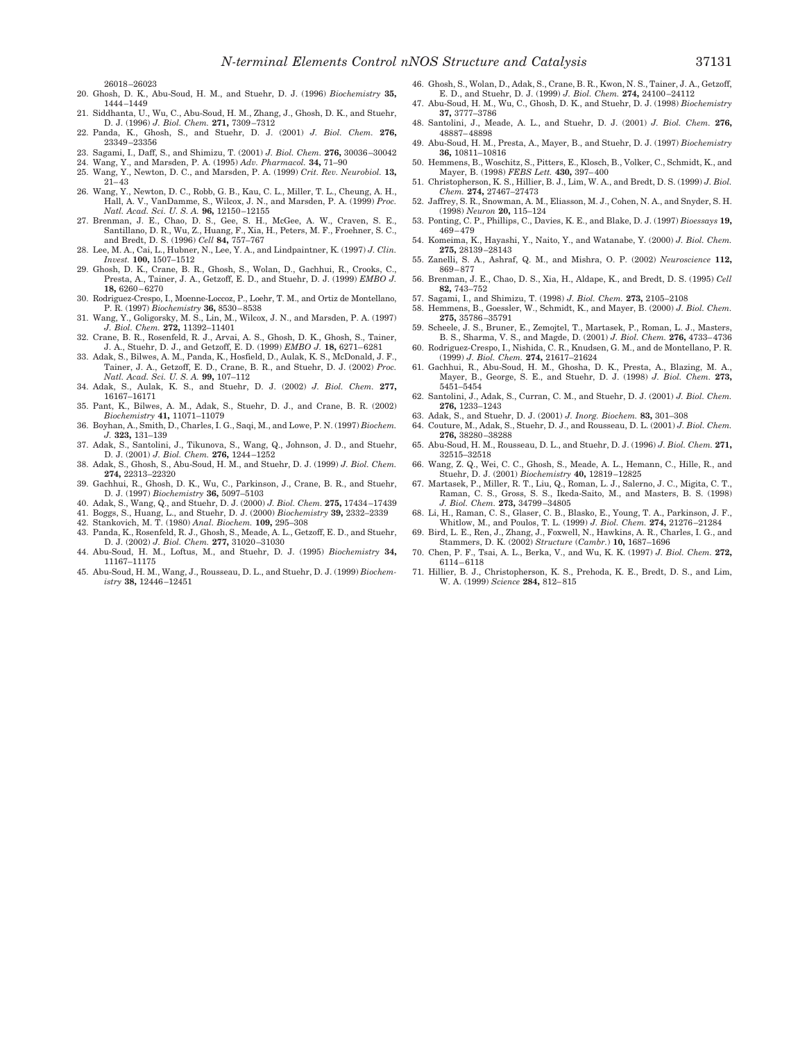26018–26023
20. Ghosh, D. K., Abu-Soud, H. M., and Stuehr, D. J. (1996) *Biochemistry* **35,** 1444–1449
21. Siddhanta, U., Wu, C., Abu-Soud, H. M., Zhang, J., Ghosh, D. K., and Stuehr, D. J. (1996) *J. Biol. Chem.* **271,** 7309–7312
22. Panda, K., Ghosh, S., and Stuehr, D. J. (2001) *J. Biol. Chem.* **276,** 23349–23356
23. Sagami, I., Daff, S., and Shimizu, T. (2001) *J. Biol. Chem.* **276,** 30036–30042
24. Wang, Y., and Marsden, P. A. (1995) *Adv. Pharmacol.* **34,** 71–90
25. Wang, Y., Newton, D. C., and Marsden, P. A. (1999) *Crit. Rev. Neurobiol.* **13,** 21–43
26. Wang, Y., Newton, D. C., Robb, G. B., Kau, C. L., Miller, T. L., Cheung, A. H., Hall, A. V., VanDamme, S., Wilcox, J. N., and Marsden, P. A. (1999) *Proc. Natl. Acad. Sci. U. S. A.* **96,** 12150–12155
27. Brenman, J. E., Chao, D. S., Gee, S. H., McGee, A. W., Craven, S. E., Santillano, D. R., Wu, Z., Huang, F., Xia, H., Peters, M. F., Froehner, S. C., and Bredt, D. S. (1996) *Cell* **84,** 757–767
28. Lee, M. A., Cai, L., Hubner, N., Lee, Y. A., and Lindpaintner, K. (1997) *J. Clin. Invest.* **100,** 1507–1512
29. Ghosh, D. K., Crane, B. R., Ghosh, S., Wolan, D., Gachhui, R., Crooks, C., Presta, A., Tainer, J. A., Getzoff, E. D., and Stuehr, D. J. (1999) *EMBO J.* **18,** 6260–6270
30. Rodriguez-Crespo, I., Moenne-Loccoz, P., Loehr, T. M., and Ortiz de Montellano, P. R. (1997) *Biochemistry* **36,** 8530–8538
31. Wang, Y., Goligorsky, M. S., Lin, M., Wilcox, J. N., and Marsden, P. A. (1997) *J. Biol. Chem.* **272,** 11392–11401
32. Crane, B. R., Rosenfeld, R. J., Arvai, A. S., Ghosh, D. K., Ghosh, S., Tainer, J. A., Stuehr, D. J., and Getzoff, E. D. (1999) *EMBO J.* **18,** 6271–6281
33. Adak, S., Bilwes, A. M., Panda, K., Hosfield, D., Aulak, K. S., McDonald, J. F., Tainer, J. A., Getzoff, E. D., Crane, B. R., and Stuehr, D. J. (2002) *Proc. Natl. Acad. Sci. U. S. A.* **99,** 107–112
34. Adak, S., Aulak, K. S., and Stuehr, D. J. (2002) *J. Biol. Chem.* **277,** 16167–16171
35. Pant, K., Bilwes, A. M., Adak, S., Stuehr, D. J., and Crane, B. R. (2002) *Biochemistry* **41,** 11071–11079
36. Boyhan, A., Smith, D., Charles, I. G., Saqi, M., and Lowe, P. N. (1997) *Biochem. J.* **323,** 131–139
37. Adak, S., Santolini, J., Tikunova, S., Wang, Q., Johnson, J. D., and Stuehr, D. J. (2001) *J. Biol. Chem.* **276,** 1244–1252
38. Adak, S., Ghosh, S., Abu-Soud, H. M., and Stuehr, D. J. (1999) *J. Biol. Chem.* **274,** 22313–22320
39. Gachhui, R., Ghosh, D. K., Wu, C., Parkinson, J., Crane, B. R., and Stuehr, D. J. (1997) *Biochemistry* **36,** 5097–5103
40. Adak, S., Wang, Q., and Stuehr, D. J. (2000) *J. Biol. Chem.* **275,** 17434–17439
41. Boggs, S., Huang, L., and Stuehr, D. J. (2000) *Biochemistry* **39,** 2332–2339
42. Stankovich, M. T. (1980) *Anal. Biochem.* **109,** 295–308
43. Panda, K., Rosenfeld, R. J., Ghosh, S., Meade, A. L., Getzoff, E. D., and Stuehr, D. J. (2002) *J. Biol. Chem.* **277,** 31020–31030
44. Abu-Soud, H. M., Loftus, M., and Stuehr, D. J. (1995) *Biochemistry* **34,** 11167–11175
45. Abu-Soud, H. M., Wang, J., Rousseau, D. L., and Stuehr, D. J. (1999) *Biochemistry* **38,** 12446–12451
46. Ghosh, S., Wolan, D., Adak, S., Crane, B. R., Kwon, N. S., Tainer, J. A., Getzoff, E. D., and Stuehr, D. J. (1999) *J. Biol. Chem.* **274,** 24100–24112
47. Abu-Soud, H. M., Wu, C., Ghosh, D. K., and Stuehr, D. J. (1998) *Biochemistry* **37,** 3777–3786
48. Santolini, J., Meade, A. L., and Stuehr, D. J. (2001) *J. Biol. Chem.* **276,** 48887–48898
49. Abu-Soud, H. M., Presta, A., Mayer, B., and Stuehr, D. J. (1997) *Biochemistry* **36,** 10811–10816
50. Hemmens, B., Woschitz, S., Pitters, E., Klosch, B., Volker, C., Schmidt, K., and Mayer, B. (1998) *FEBS Lett.* **430,** 397–400
51. Christopherson, K. S., Hillier, B. J., Lim, W. A., and Bredt, D. S. (1999) *J. Biol. Chem.* **274,** 27467–27473
52. Jaffrey, S. R., Snowman, A. M., Eliasson, M. J., Cohen, N. A., and Snyder, S. H. (1998) *Neuron* **20,** 115–124
53. Ponting, C. P., Phillips, C., Davies, K. E., and Blake, D. J. (1997) *Bioessays* **19,** 469–479
54. Komeima, K., Hayashi, Y., Naito, Y., and Watanabe, Y. (2000) *J. Biol. Chem.* **275,** 28139–28143
55. Zanelli, S. A., Ashraf, Q. M., and Mishra, O. P. (2002) *Neuroscience* **112,** 869–877
56. Brenman, J. E., Chao, D. S., Xia, H., Aldape, K., and Bredt, D. S. (1995) *Cell* **82,** 743–752
57. Sagami, I., and Shimizu, T. (1998) *J. Biol. Chem.* **273,** 2105–2108
58. Hemmens, B., Goessler, W., Schmidt, K., and Mayer, B. (2000) *J. Biol. Chem.* **275,** 35786–35791
59. Scheele, J. S., Bruner, E., Zemojtel, T., Martasek, P., Roman, L. J., Masters, B. S., Sharma, V. S., and Magde, D. (2001) *J. Biol. Chem.* **276,** 4733–4736
60. Rodriguez-Crespo, I., Nishida, C. R., Knudsen, G. M., and de Montellano, P. R. (1999) *J. Biol. Chem.* **274,** 21617–21624
61. Gachhui, R., Abu-Soud, H. M., Ghosha, D. K., Presta, A., Blazing, M. A., Mayer, B., George, S. E., and Stuehr, D. J. (1998) *J. Biol. Chem.* **273,** 5451–5454
62. Santolini, J., Adak, S., Curran, C. M., and Stuehr, D. J. (2001) *J. Biol. Chem.* **276,** 1233–1243
63. Adak, S., and Stuehr, D. J. (2001) *J. Inorg. Biochem.* **83,** 301–308
64. Couture, M., Adak, S., Stuehr, D. J., and Rousseau, D. L. (2001) *J. Biol. Chem.* **276,** 38280–38288
65. Abu-Soud, H. M., Rousseau, D. L., and Stuehr, D. J. (1996) *J. Biol. Chem.* **271,** 32515–32518
66. Wang, Z. Q., Wei, C. C., Ghosh, S., Meade, A. L., Hemann, C., Hille, R., and Stuehr, D. J. (2001) *Biochemistry* **40,** 12819–12825
67. Martasek, P., Miller, R. T., Liu, Q., Roman, L. J., Salerno, J. C., Migita, C. T., Raman, C. S., Gross, S. S., Ikeda-Saito, M., and Masters, B. S. (1998) *J. Biol. Chem.* **273,** 34799–34805
68. Li, H., Raman, C. S., Glaser, C. B., Blasko, E., Young, T. A., Parkinson, J. F., Whitlow, M., and Poulos, T. L. (1999) *J. Biol. Chem.* **274,** 21276–21284
69. Bird, L. E., Ren, J., Zhang, J., Foxwell, N., Hawkins, A. R., Charles, I. G., and Stammers, D. K. (2002) *Structure (Camb.)* **10,** 1687–1696
70. Chen, P. F., Tsai, A. L., Berka, V., and Wu, K. K. (1997) *J. Biol. Chem.* **272,** 6114–6118
71. Hillier, B. J., Christopherson, K. S., Prehoda, K. E., Bredt, D. S., and Lim, W. A. (1999) *Science* **284,** 812–815